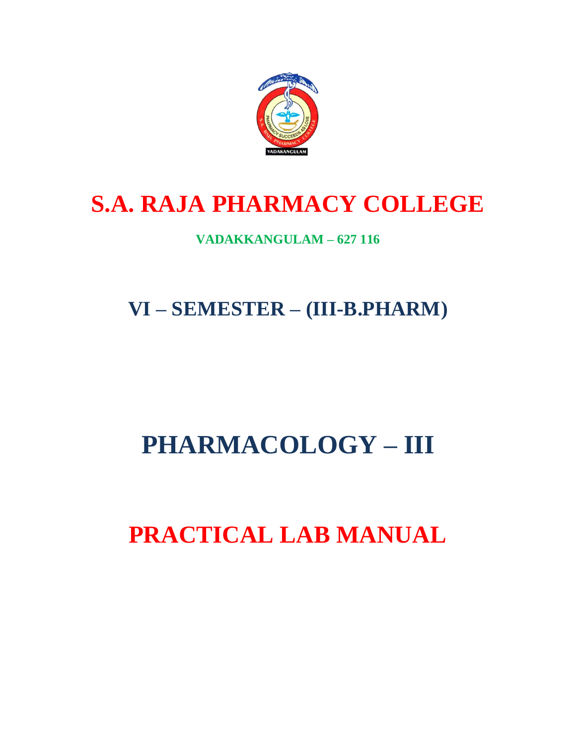# S.A. RAJA PHARMACY COLLEGE

**VADAKKANGULAM – 627 116**

## VI – SEMESTER – (III-B.PHARM)

# PHARMACOLOGY – III

# PRACTICAL LAB MANUAL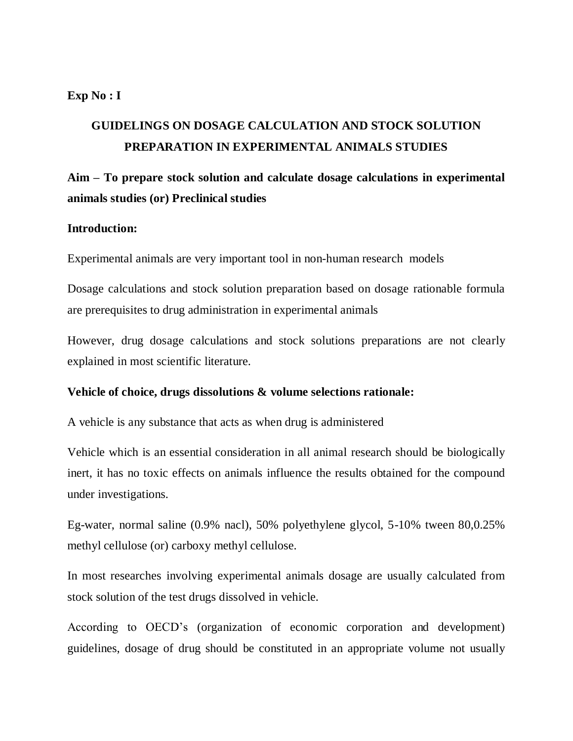**Exp No : I**

## GUIDELINGS ON DOSAGE CALCULATION AND STOCK SOLUTION PREPARATION IN EXPERIMENTAL ANIMALS STUDIES

**Aim – To prepare stock solution and calculate dosage calculations in experimental animals studies (or) Preclinical studies**

**Introduction:**

Experimental animals are very important tool in non-human research models

Dosage calculations and stock solution preparation based on dosage rationable formula are prerequisites to drug administration in experimental animals

However, drug dosage calculations and stock solutions preparations are not clearly explained in most scientific literature.

**Vehicle of choice, drugs dissolutions & volume selections rationale:**

A vehicle is any substance that acts as when drug is administered

Vehicle which is an essential consideration in all animal research should be biologically inert, it has no toxic effects on animals influence the results obtained for the compound under investigations.

Eg-water, normal saline (0.9% nacl), 50% polyethylene glycol, 5-10% tween 80,0.25% methyl cellulose (or) carboxy methyl cellulose.

In most researches involving experimental animals dosage are usually calculated from stock solution of the test drugs dissolved in vehicle.

According to OECD's (organization of economic corporation and development) guidelines, dosage of drug should be constituted in an appropriate volume not usually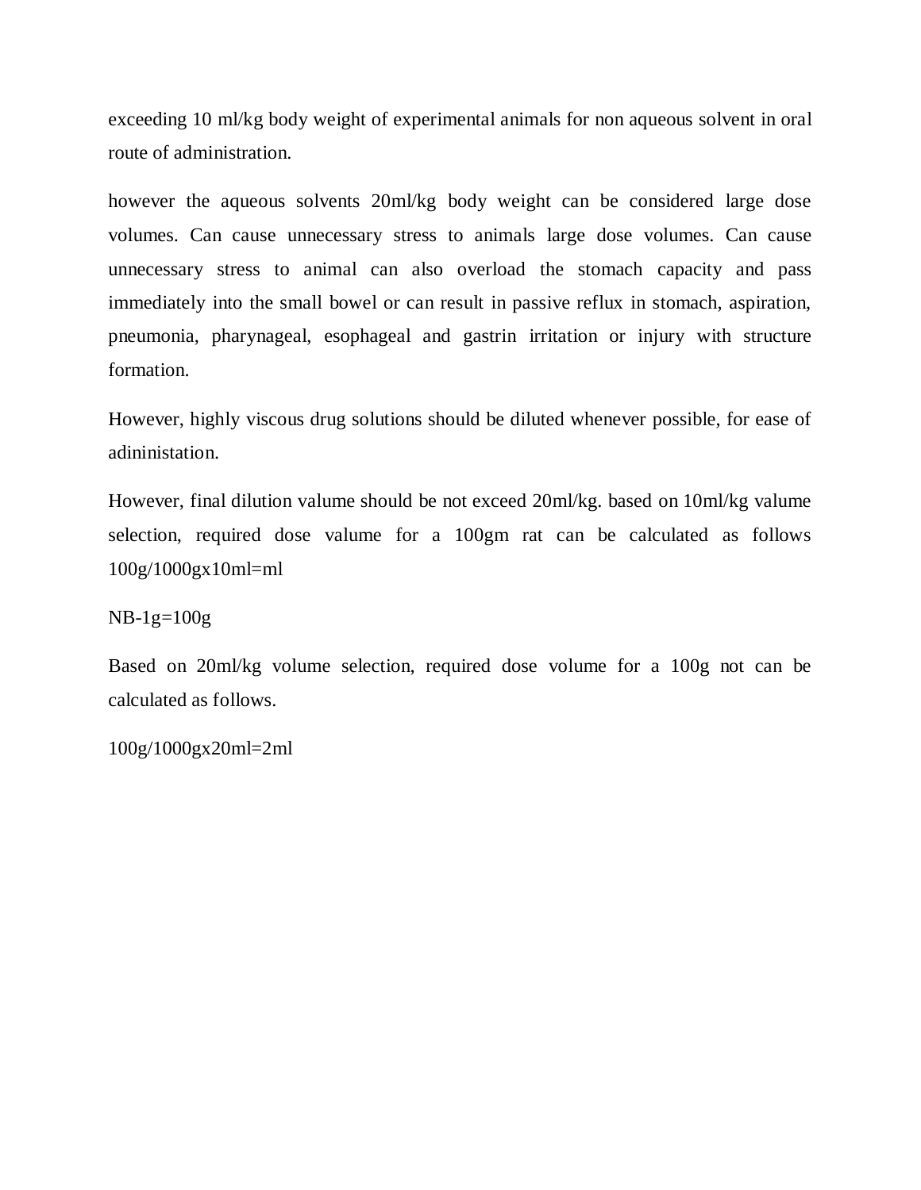exceeding 10 ml/kg body weight of experimental animals for non aqueous solvent in oral route of administration.

however the aqueous solvents 20ml/kg body weight can be considered large dose volumes. Can cause unnecessary stress to animals large dose volumes. Can cause unnecessary stress to animal can also overload the stomach capacity and pass immediately into the small bowel or can result in passive reflux in stomach, aspiration, pneumonia, pharynageal, esophageal and gastrin irritation or injury with structure formation.

However, highly viscous drug solutions should be diluted whenever possible, for ease of adininistation.

However, final dilution valume should be not exceed 20ml/kg. based on 10ml/kg valume selection, required dose valume for a 100gm rat can be calculated as follows 100g/1000gx10ml=ml

NB-1g=100g

Based on 20ml/kg volume selection, required dose volume for a 100g not can be calculated as follows.

100g/1000gx20ml=2ml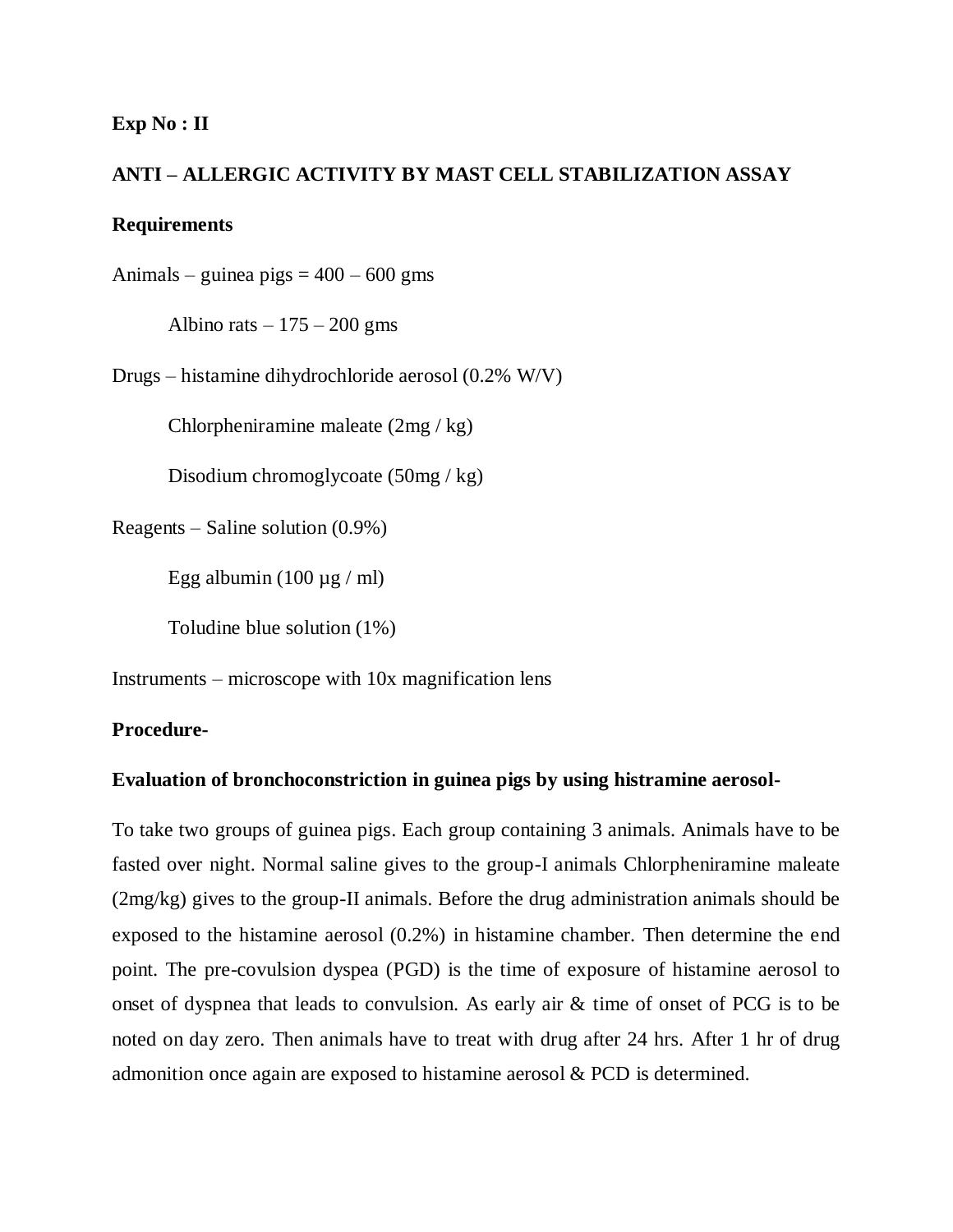**Exp No : II**

**ANTI – ALLERGIC ACTIVITY BY MAST CELL STABILIZATION ASSAY**

**Requirements**

Animals – guinea pigs = 400 – 600 gms

Albino rats – 175 – 200 gms

Drugs – histamine dihydrochloride aerosol (0.2% W/V)

Chlorpheniramine maleate (2mg / kg)

Disodium chromoglycoate (50mg / kg)

Reagents – Saline solution (0.9%)

Egg albumin (100 µg / ml)

Toludine blue solution (1%)

Instruments – microscope with 10x magnification lens

**Procedure-**

**Evaluation of bronchoconstriction in guinea pigs by using histramine aerosol-**

To take two groups of guinea pigs. Each group containing 3 animals. Animals have to be fasted over night. Normal saline gives to the group-I animals Chlorpheniramine maleate (2mg/kg) gives to the group-II animals. Before the drug administration animals should be exposed to the histamine aerosol (0.2%) in histamine chamber. Then determine the end point. The pre-covulsion dyspea (PGD) is the time of exposure of histamine aerosol to onset of dyspnea that leads to convulsion. As early air & time of onset of PCG is to be noted on day zero. Then animals have to treat with drug after 24 hrs. After 1 hr of drug admonition once again are exposed to histamine aerosol & PCD is determined.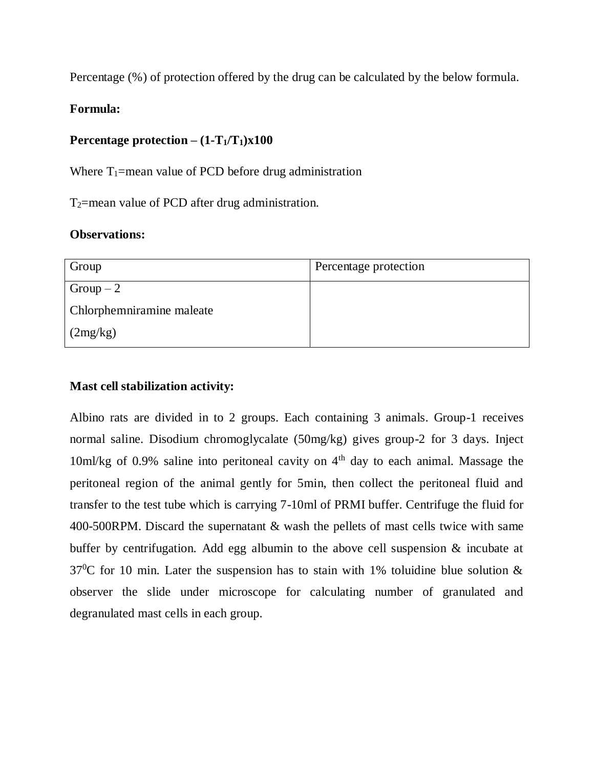Percentage (%) of protection offered by the drug can be calculated by the below formula.

**Formula:**

**Percentage protection – $(1-T_1/T_1)x100$**

Where $T_1$=mean value of PCD before drug administration

$T_2$=mean value of PCD after drug administration.

**Observations:**

| Group | Percentage protection |
|---|---|
| Group – 2<br>Chlorphemniramine maleate<br>(2mg/kg) | |

**Mast cell stabilization activity:**

Albino rats are divided in to 2 groups. Each containing 3 animals. Group-1 receives normal saline. Disodium chromoglycalate (50mg/kg) gives group-2 for 3 days. Inject 10ml/kg of 0.9% saline into peritoneal cavity on 4$^{th}$ day to each animal. Massage the peritoneal region of the animal gently for 5min, then collect the peritoneal fluid and transfer to the test tube which is carrying 7-10ml of PRMI buffer. Centrifuge the fluid for 400-500RPM. Discard the supernatant & wash the pellets of mast cells twice with same buffer by centrifugation. Add egg albumin to the above cell suspension & incubate at 37$^0$C for 10 min. Later the suspension has to stain with 1% toluidine blue solution & observer the slide under microscope for calculating number of granulated and degranulated mast cells in each group.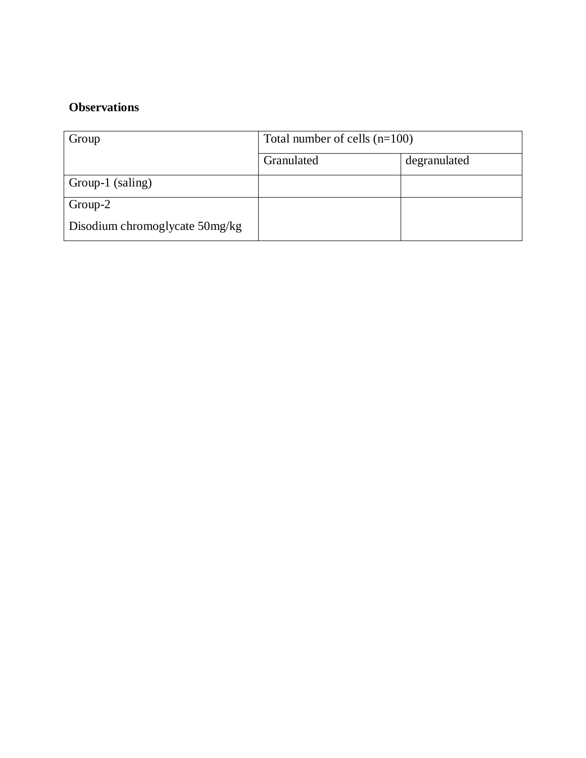**Observations**

| Group | Total number of cells (n=100) | |
|---|---|---|
| | Granulated | degranulated |
| Group-1 (saling) | | |
| Group-2<br>Disodium chromoglycate 50mg/kg | | |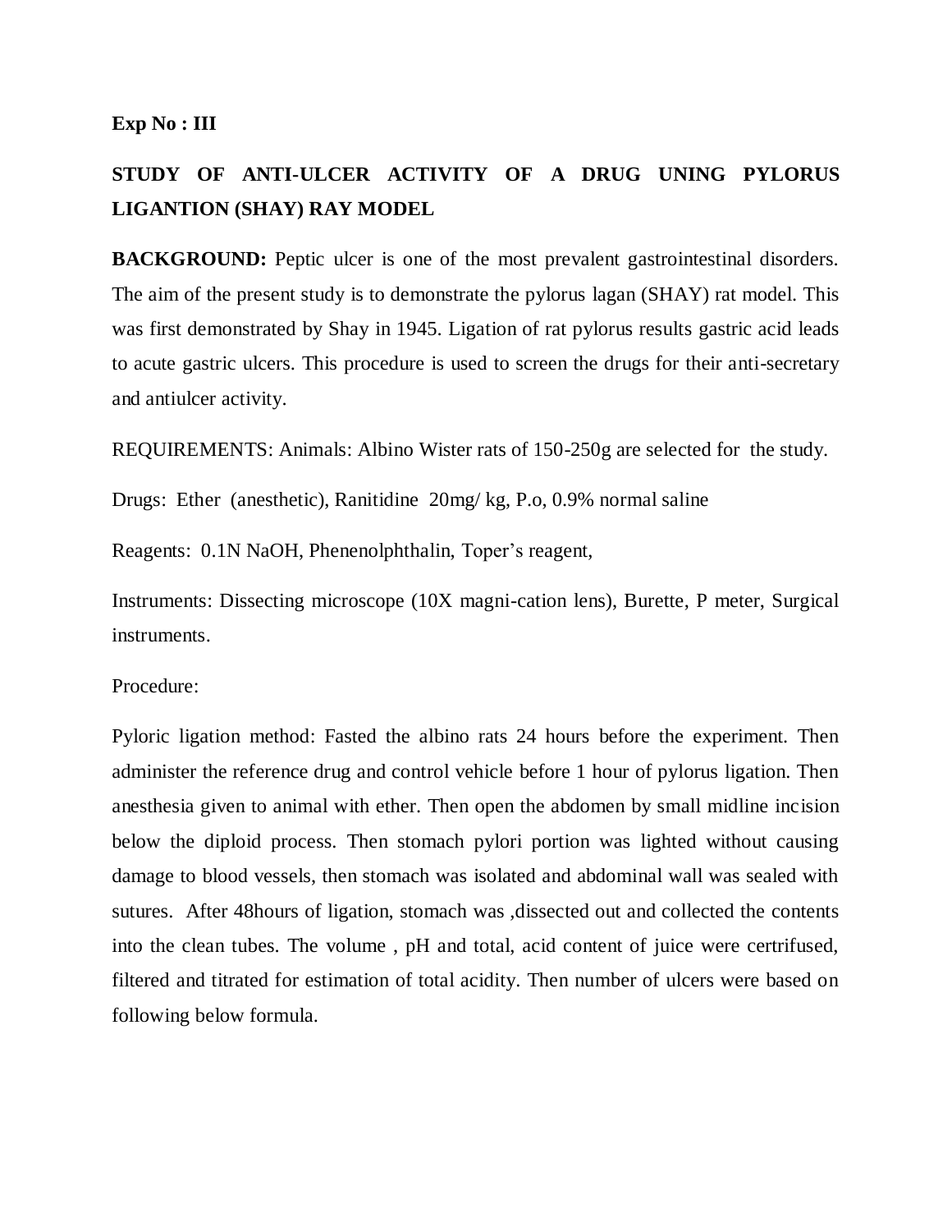**Exp No : III**

## STUDY OF ANTI-ULCER ACTIVITY OF A DRUG UNING PYLORUS LIGANTION (SHAY) RAY MODEL

**BACKGROUND:** Peptic ulcer is one of the most prevalent gastrointestinal disorders. The aim of the present study is to demonstrate the pylorus lagan (SHAY) rat model. This was first demonstrated by Shay in 1945. Ligation of rat pylorus results gastric acid leads to acute gastric ulcers. This procedure is used to screen the drugs for their anti-secretary and antiulcer activity.

REQUIREMENTS: Animals: Albino Wister rats of 150-250g are selected for the study.

Drugs: Ether (anesthetic), Ranitidine 20mg/ kg, P.o, 0.9% normal saline

Reagents: 0.1N NaOH, Phenenolphthalin, Toper's reagent,

Instruments: Dissecting microscope (10X magni-cation lens), Burette, P meter, Surgical instruments.

Procedure:

Pyloric ligation method: Fasted the albino rats 24 hours before the experiment. Then administer the reference drug and control vehicle before 1 hour of pylorus ligation. Then anesthesia given to animal with ether. Then open the abdomen by small midline incision below the diploid process. Then stomach pylori portion was lighted without causing damage to blood vessels, then stomach was isolated and abdominal wall was sealed with sutures. After 48hours of ligation, stomach was ,dissected out and collected the contents into the clean tubes. The volume , pH and total, acid content of juice were certrifused, filtered and titrated for estimation of total acidity. Then number of ulcers were based on following below formula.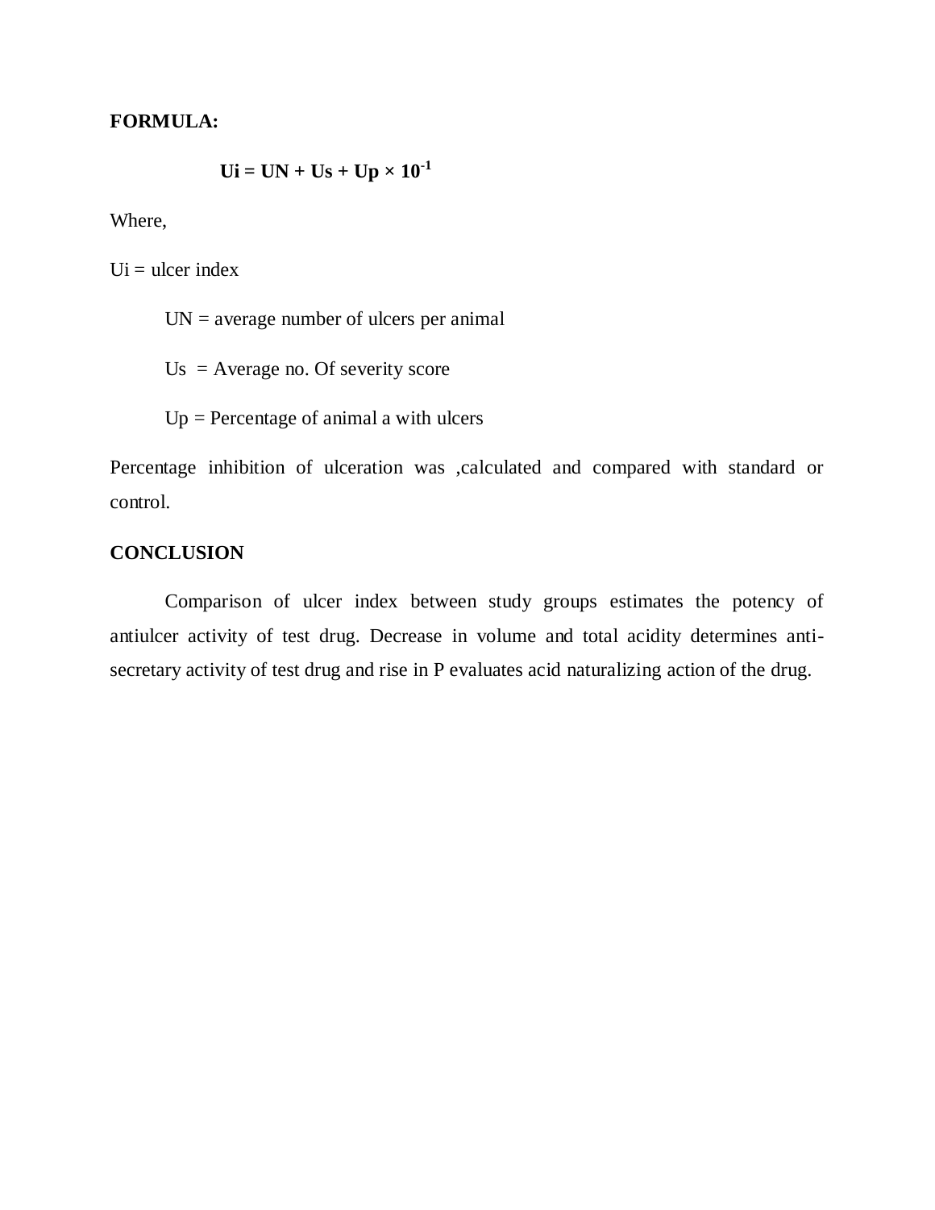**FORMULA:**

$$\mathbf{Ui = UN + Us + Up \times 10^{-1}}$$

Where,

Ui = ulcer index

UN = average number of ulcers per animal

Us = Average no. Of severity score

Up = Percentage of animal a with ulcers

Percentage inhibition of ulceration was ,calculated and compared with standard or control.

**CONCLUSION**

Comparison of ulcer index between study groups estimates the potency of antiulcer activity of test drug. Decrease in volume and total acidity determines anti-secretary activity of test drug and rise in P evaluates acid naturalizing action of the drug.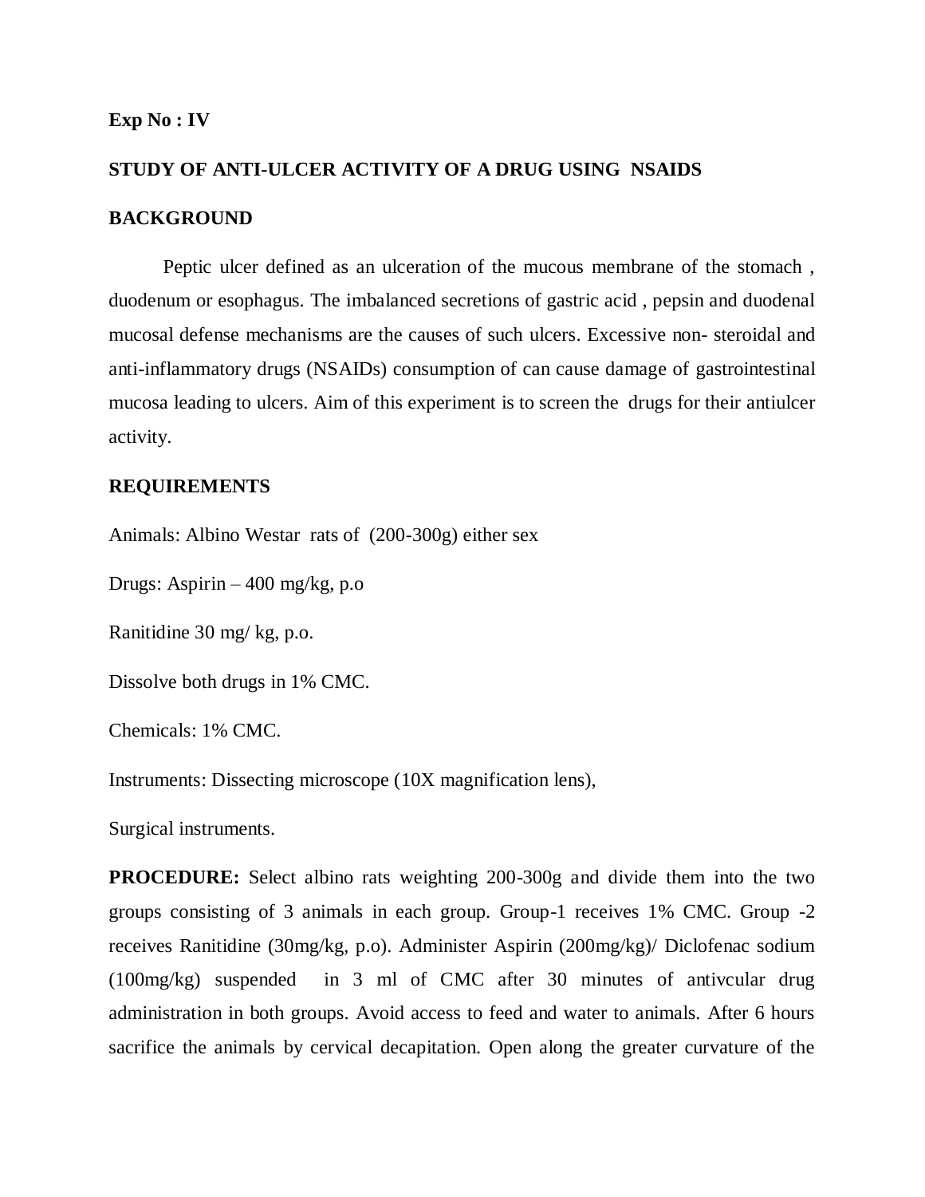**Exp No : IV**

**STUDY OF ANTI-ULCER ACTIVITY OF A DRUG USING NSAIDS**

**BACKGROUND**

Peptic ulcer defined as an ulceration of the mucous membrane of the stomach , duodenum or esophagus. The imbalanced secretions of gastric acid , pepsin and duodenal mucosal defense mechanisms are the causes of such ulcers. Excessive non- steroidal and anti-inflammatory drugs (NSAIDs) consumption of can cause damage of gastrointestinal mucosa leading to ulcers. Aim of this experiment is to screen the drugs for their antiulcer activity.

**REQUIREMENTS**

Animals: Albino Westar rats of (200-300g) either sex

Drugs: Aspirin – 400 mg/kg, p.o

Ranitidine 30 mg/ kg, p.o.

Dissolve both drugs in 1% CMC.

Chemicals: 1% CMC.

Instruments: Dissecting microscope (10X magnification lens),

Surgical instruments.

**PROCEDURE:** Select albino rats weighting 200-300g and divide them into the two groups consisting of 3 animals in each group. Group-1 receives 1% CMC. Group -2 receives Ranitidine (30mg/kg, p.o). Administer Aspirin (200mg/kg)/ Diclofenac sodium (100mg/kg) suspended in 3 ml of CMC after 30 minutes of antivcular drug administration in both groups. Avoid access to feed and water to animals. After 6 hours sacrifice the animals by cervical decapitation. Open along the greater curvature of the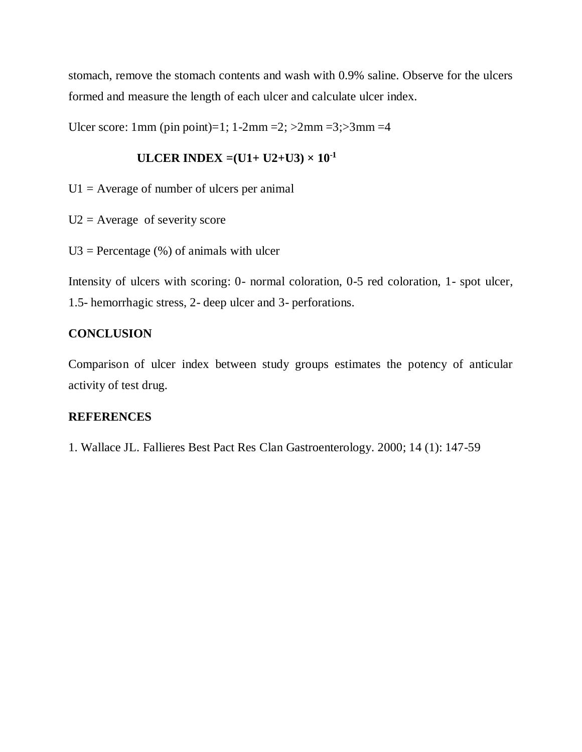stomach, remove the stomach contents and wash with 0.9% saline. Observe for the ulcers formed and measure the length of each ulcer and calculate ulcer index.

Ulcer score: 1mm (pin point)=1; 1-2mm =2; >2mm =3;>3mm =4

$$\textbf{ULCER INDEX} = (U1 + U2 + U3) \times 10^{-1}$$

U1 = Average of number of ulcers per animal

U2 = Average of severity score

U3 = Percentage (%) of animals with ulcer

Intensity of ulcers with scoring: 0- normal coloration, 0-5 red coloration, 1- spot ulcer, 1.5- hemorrhagic stress, 2- deep ulcer and 3- perforations.

## CONCLUSION

Comparison of ulcer index between study groups estimates the potency of anticular activity of test drug.

## REFERENCES

1. Wallace JL. Fallieres Best Pact Res Clan Gastroenterology. 2000; 14 (1): 147-59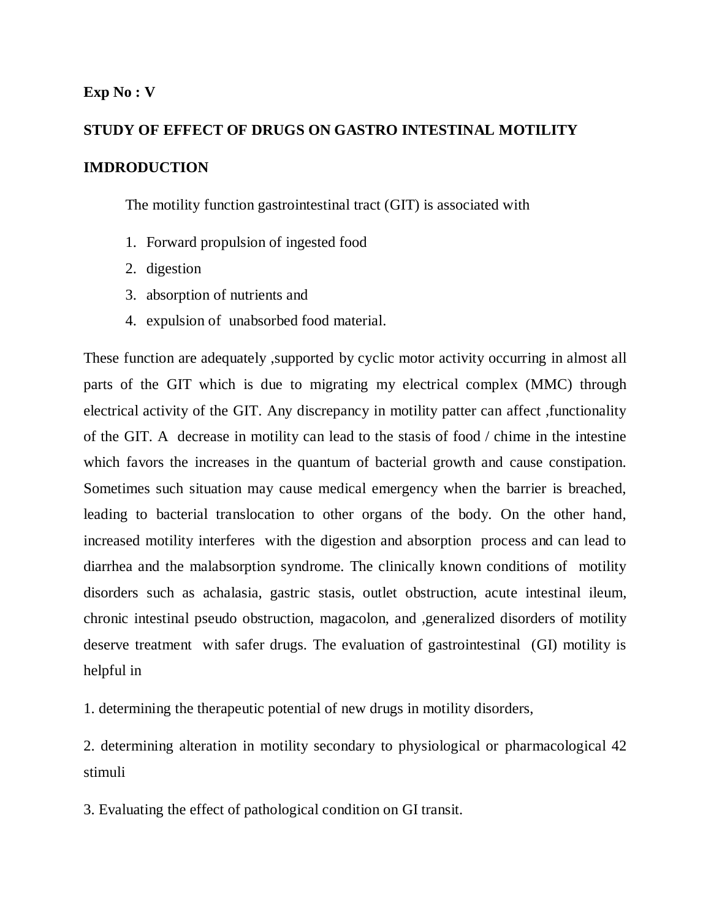**Exp No : V**

**STUDY OF EFFECT OF DRUGS ON GASTRO INTESTINAL MOTILITY**

**IMDRODUCTION**

The motility function gastrointestinal tract (GIT) is associated with

1. Forward propulsion of ingested food
2. digestion
3. absorption of nutrients and
4. expulsion of unabsorbed food material.

These function are adequately ,supported by cyclic motor activity occurring in almost all parts of the GIT which is due to migrating my electrical complex (MMC) through electrical activity of the GIT. Any discrepancy in motility patter can affect ,functionality of the GIT. A decrease in motility can lead to the stasis of food / chime in the intestine which favors the increases in the quantum of bacterial growth and cause constipation. Sometimes such situation may cause medical emergency when the barrier is breached, leading to bacterial translocation to other organs of the body. On the other hand, increased motility interferes with the digestion and absorption process and can lead to diarrhea and the malabsorption syndrome. The clinically known conditions of motility disorders such as achalasia, gastric stasis, outlet obstruction, acute intestinal ileum, chronic intestinal pseudo obstruction, magacolon, and ,generalized disorders of motility deserve treatment with safer drugs. The evaluation of gastrointestinal (GI) motility is helpful in

1. determining the therapeutic potential of new drugs in motility disorders,

2. determining alteration in motility secondary to physiological or pharmacological 42 stimuli

3. Evaluating the effect of pathological condition on GI transit.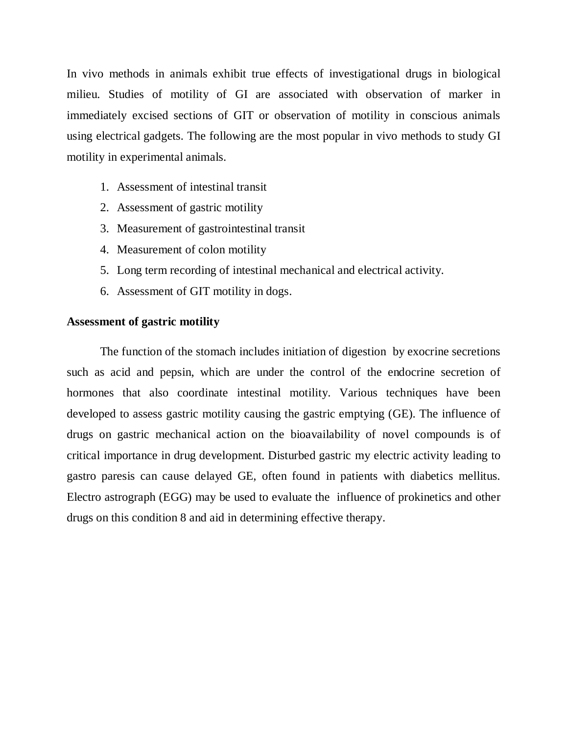In vivo methods in animals exhibit true effects of investigational drugs in biological milieu. Studies of motility of GI are associated with observation of marker in immediately excised sections of GIT or observation of motility in conscious animals using electrical gadgets. The following are the most popular in vivo methods to study GI motility in experimental animals.

1. Assessment of intestinal transit
2. Assessment of gastric motility
3. Measurement of gastrointestinal transit
4. Measurement of colon motility
5. Long term recording of intestinal mechanical and electrical activity.
6. Assessment of GIT motility in dogs.

**Assessment of gastric motility**

The function of the stomach includes initiation of digestion by exocrine secretions such as acid and pepsin, which are under the control of the endocrine secretion of hormones that also coordinate intestinal motility. Various techniques have been developed to assess gastric motility causing the gastric emptying (GE). The influence of drugs on gastric mechanical action on the bioavailability of novel compounds is of critical importance in drug development. Disturbed gastric my electric activity leading to gastro paresis can cause delayed GE, often found in patients with diabetics mellitus. Electro astrograph (EGG) may be used to evaluate the influence of prokinetics and other drugs on this condition 8 and aid in determining effective therapy.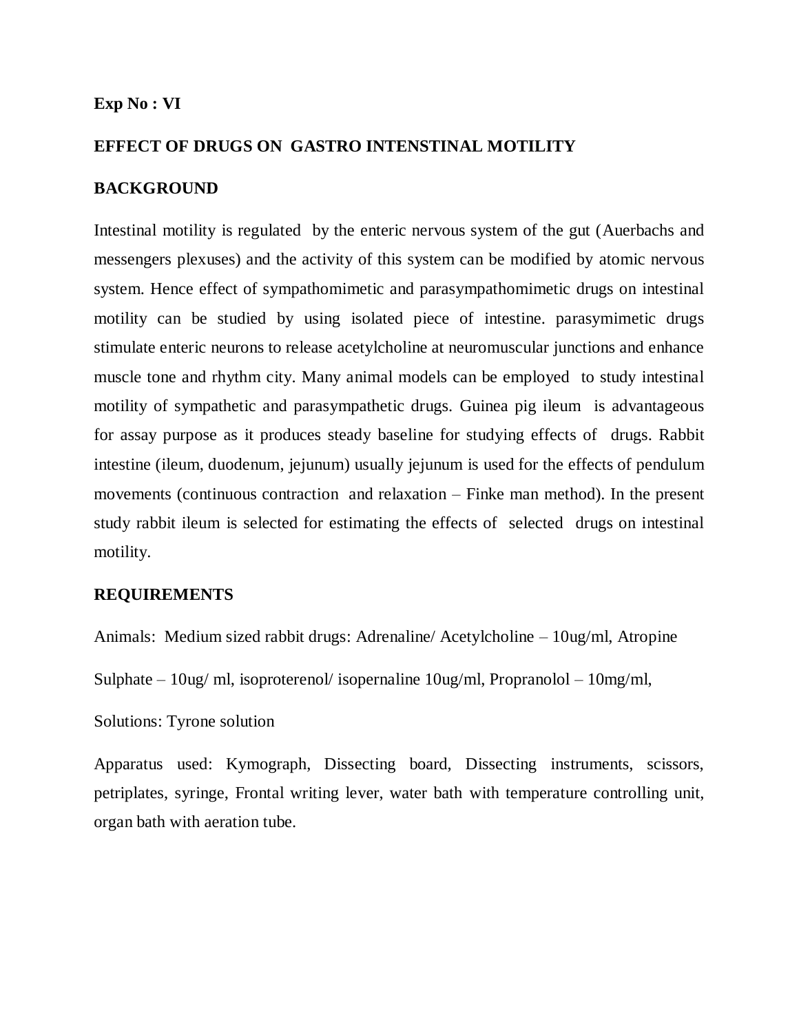**Exp No : VI**

**EFFECT OF DRUGS ON GASTRO INTENSTINAL MOTILITY**

**BACKGROUND**

Intestinal motility is regulated by the enteric nervous system of the gut (Auerbachs and messengers plexuses) and the activity of this system can be modified by atomic nervous system. Hence effect of sympathomimetic and parasympathomimetic drugs on intestinal motility can be studied by using isolated piece of intestine. parasymimetic drugs stimulate enteric neurons to release acetylcholine at neuromuscular junctions and enhance muscle tone and rhythm city. Many animal models can be employed to study intestinal motility of sympathetic and parasympathetic drugs. Guinea pig ileum is advantageous for assay purpose as it produces steady baseline for studying effects of drugs. Rabbit intestine (ileum, duodenum, jejunum) usually jejunum is used for the effects of pendulum movements (continuous contraction and relaxation – Finke man method). In the present study rabbit ileum is selected for estimating the effects of selected drugs on intestinal motility.

**REQUIREMENTS**

Animals: Medium sized rabbit drugs: Adrenaline/ Acetylcholine – 10ug/ml, Atropine Sulphate – 10ug/ ml, isoproterenol/ isopernaline 10ug/ml, Propranolol – 10mg/ml,

Solutions: Tyrone solution

Apparatus used: Kymograph, Dissecting board, Dissecting instruments, scissors, petriplates, syringe, Frontal writing lever, water bath with temperature controlling unit, organ bath with aeration tube.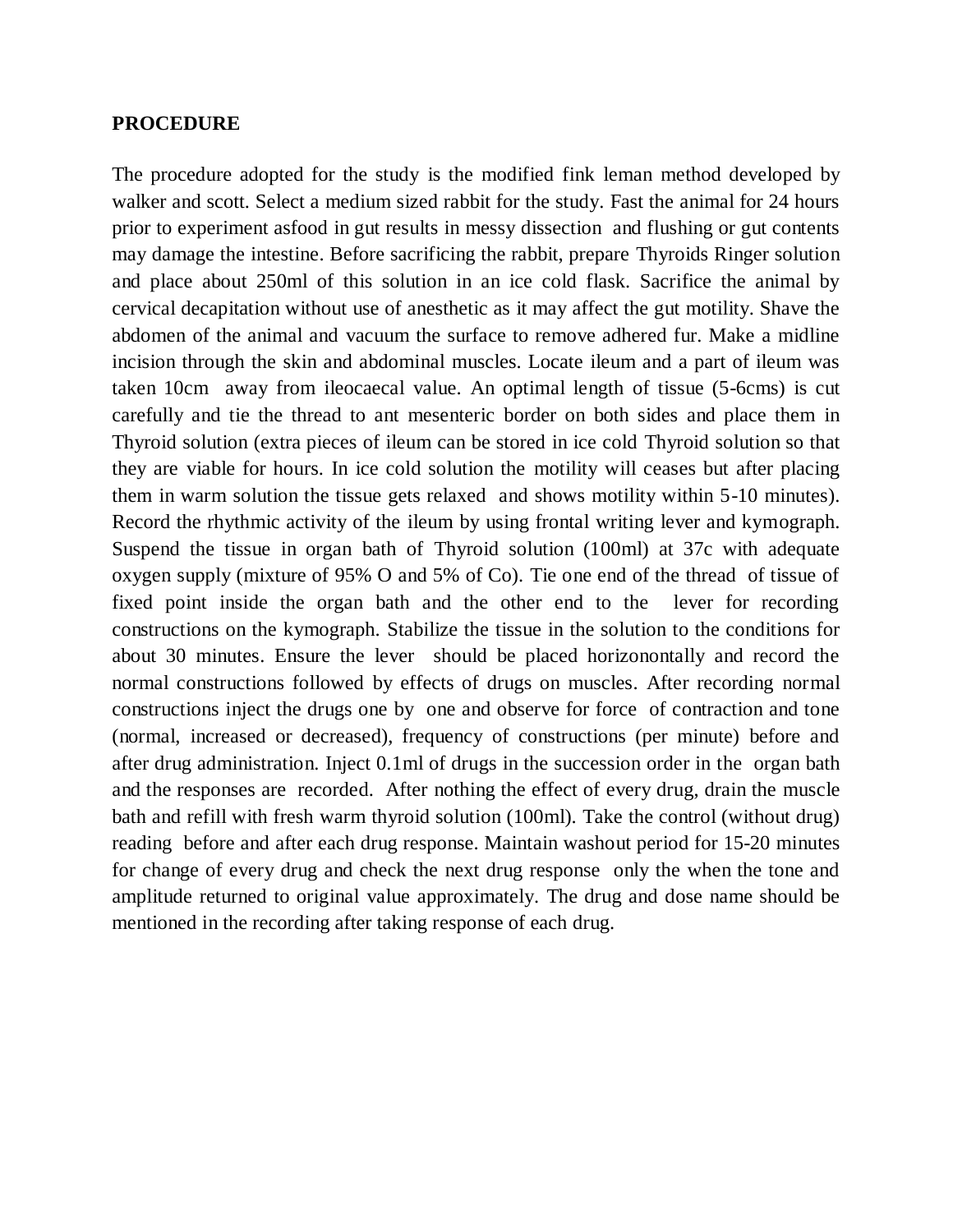**PROCEDURE**

The procedure adopted for the study is the modified fink leman method developed by walker and scott. Select a medium sized rabbit for the study. Fast the animal for 24 hours prior to experiment asfood in gut results in messy dissection and flushing or gut contents may damage the intestine. Before sacrificing the rabbit, prepare Thyroids Ringer solution and place about 250ml of this solution in an ice cold flask. Sacrifice the animal by cervical decapitation without use of anesthetic as it may affect the gut motility. Shave the abdomen of the animal and vacuum the surface to remove adhered fur. Make a midline incision through the skin and abdominal muscles. Locate ileum and a part of ileum was taken 10cm away from ileocaecal value. An optimal length of tissue (5-6cms) is cut carefully and tie the thread to ant mesenteric border on both sides and place them in Thyroid solution (extra pieces of ileum can be stored in ice cold Thyroid solution so that they are viable for hours. In ice cold solution the motility will ceases but after placing them in warm solution the tissue gets relaxed and shows motility within 5-10 minutes). Record the rhythmic activity of the ileum by using frontal writing lever and kymograph. Suspend the tissue in organ bath of Thyroid solution (100ml) at 37c with adequate oxygen supply (mixture of 95% O and 5% of Co). Tie one end of the thread of tissue of fixed point inside the organ bath and the other end to the lever for recording constructions on the kymograph. Stabilize the tissue in the solution to the conditions for about 30 minutes. Ensure the lever should be placed horizonontally and record the normal constructions followed by effects of drugs on muscles. After recording normal constructions inject the drugs one by one and observe for force of contraction and tone (normal, increased or decreased), frequency of constructions (per minute) before and after drug administration. Inject 0.1ml of drugs in the succession order in the organ bath and the responses are recorded. After nothing the effect of every drug, drain the muscle bath and refill with fresh warm thyroid solution (100ml). Take the control (without drug) reading before and after each drug response. Maintain washout period for 15-20 minutes for change of every drug and check the next drug response only the when the tone and amplitude returned to original value approximately. The drug and dose name should be mentioned in the recording after taking response of each drug.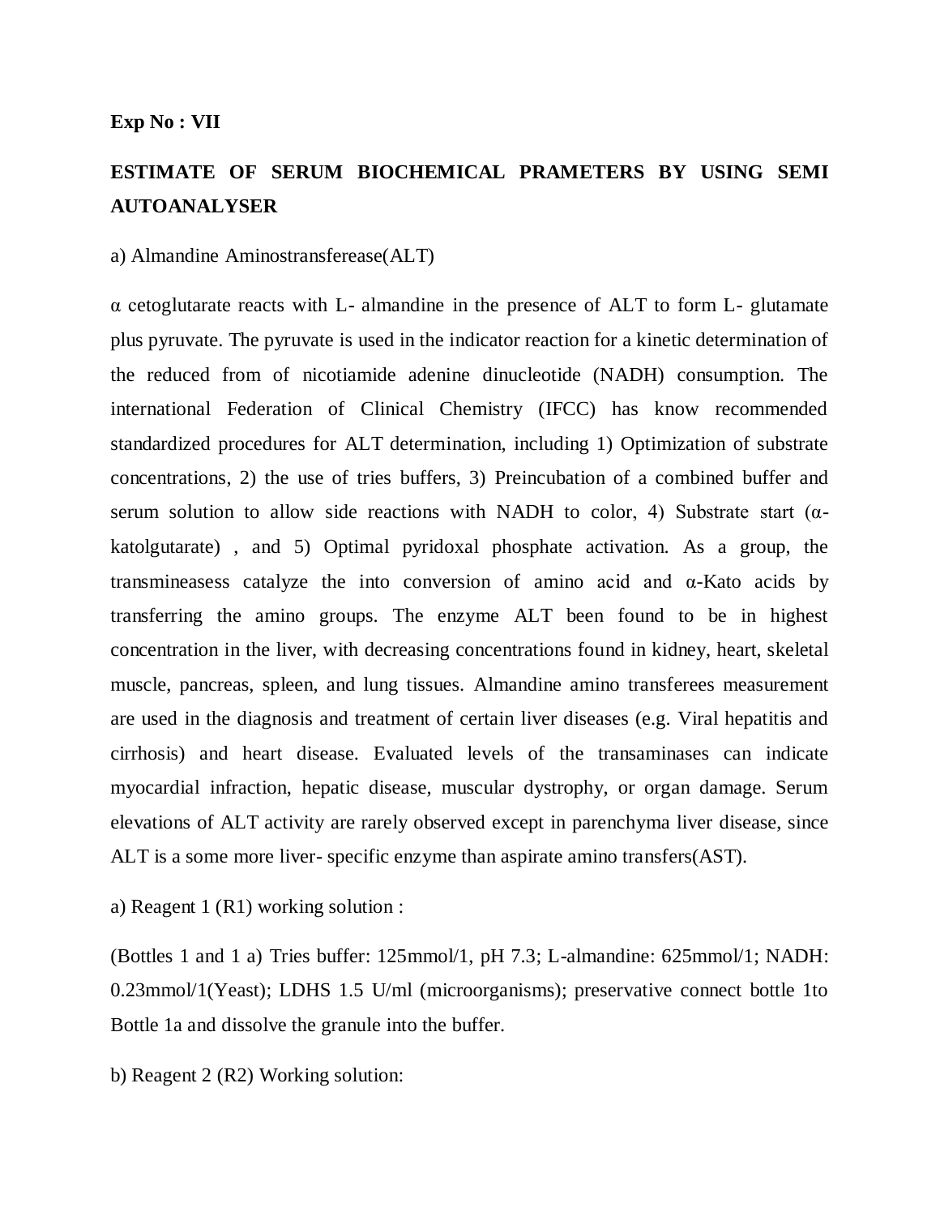**Exp No : VII**

## ESTIMATE OF SERUM BIOCHEMICAL PRAMETERS BY USING SEMI AUTOANALYSER

a) Almandine Aminostransferease(ALT)

α cetoglutarate reacts with L- almandine in the presence of ALT to form L- glutamate plus pyruvate. The pyruvate is used in the indicator reaction for a kinetic determination of the reduced from of nicotiamide adenine dinucleotide (NADH) consumption. The international Federation of Clinical Chemistry (IFCC) has know recommended standardized procedures for ALT determination, including 1) Optimization of substrate concentrations, 2) the use of tries buffers, 3) Preincubation of a combined buffer and serum solution to allow side reactions with NADH to color, 4) Substrate start (α-katolgutarate) , and 5) Optimal pyridoxal phosphate activation. As a group, the transmineasess catalyze the into conversion of amino acid and α-Kato acids by transferring the amino groups. The enzyme ALT been found to be in highest concentration in the liver, with decreasing concentrations found in kidney, heart, skeletal muscle, pancreas, spleen, and lung tissues. Almandine amino transferees measurement are used in the diagnosis and treatment of certain liver diseases (e.g. Viral hepatitis and cirrhosis) and heart disease. Evaluated levels of the transaminases can indicate myocardial infraction, hepatic disease, muscular dystrophy, or organ damage. Serum elevations of ALT activity are rarely observed except in parenchyma liver disease, since ALT is a some more liver- specific enzyme than aspirate amino transfers(AST).

a) Reagent 1 (R1) working solution :

(Bottles 1 and 1 a) Tries buffer: 125mmol/1, pH 7.3; L-almandine: 625mmol/1; NADH: 0.23mmol/1(Yeast); LDHS 1.5 U/ml (microorganisms); preservative connect bottle 1to Bottle 1a and dissolve the granule into the buffer.

b) Reagent 2 (R2) Working solution: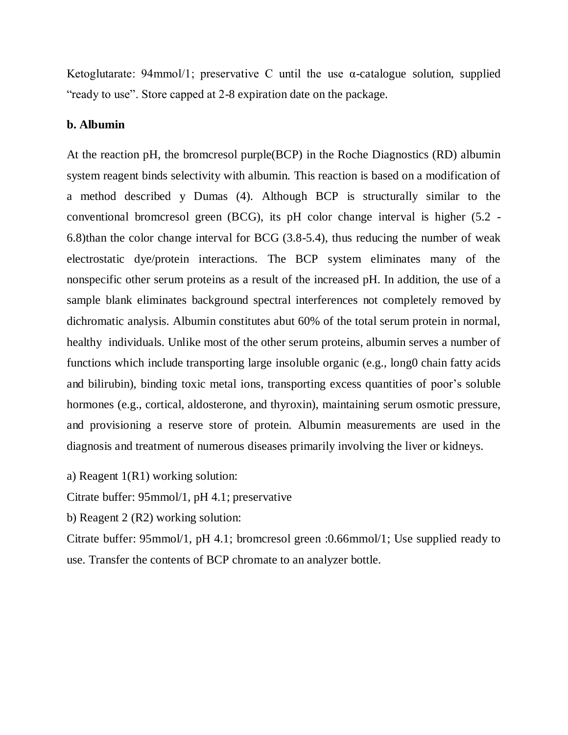Ketoglutarate: 94mmol/1; preservative C until the use α-catalogue solution, supplied "ready to use". Store capped at 2-8 expiration date on the package.

**b. Albumin**

At the reaction pH, the bromcresol purple(BCP) in the Roche Diagnostics (RD) albumin system reagent binds selectivity with albumin. This reaction is based on a modification of a method described y Dumas (4). Although BCP is structurally similar to the conventional bromcresol green (BCG), its pH color change interval is higher (5.2 - 6.8)than the color change interval for BCG (3.8-5.4), thus reducing the number of weak electrostatic dye/protein interactions. The BCP system eliminates many of the nonspecific other serum proteins as a result of the increased pH. In addition, the use of a sample blank eliminates background spectral interferences not completely removed by dichromatic analysis. Albumin constitutes abut 60% of the total serum protein in normal, healthy individuals. Unlike most of the other serum proteins, albumin serves a number of functions which include transporting large insoluble organic (e.g., long0 chain fatty acids and bilirubin), binding toxic metal ions, transporting excess quantities of poor's soluble hormones (e.g., cortical, aldosterone, and thyroxin), maintaining serum osmotic pressure, and provisioning a reserve store of protein. Albumin measurements are used in the diagnosis and treatment of numerous diseases primarily involving the liver or kidneys.

a) Reagent 1(R1) working solution:

Citrate buffer: 95mmol/1, pH 4.1; preservative

b) Reagent 2 (R2) working solution:

Citrate buffer: 95mmol/1, pH 4.1; bromcresol green :0.66mmol/1; Use supplied ready to use. Transfer the contents of BCP chromate to an analyzer bottle.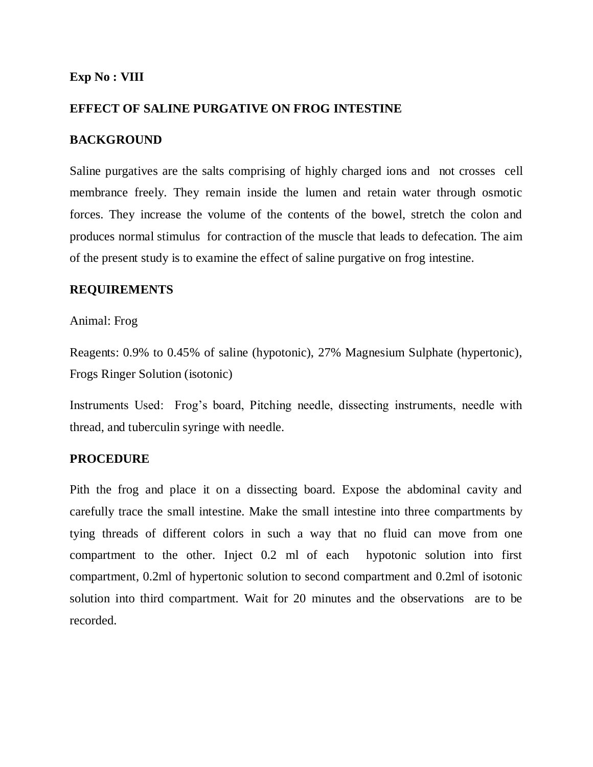**Exp No : VIII**

**EFFECT OF SALINE PURGATIVE ON FROG INTESTINE**

**BACKGROUND**

Saline purgatives are the salts comprising of highly charged ions and not crosses cell membrance freely. They remain inside the lumen and retain water through osmotic forces. They increase the volume of the contents of the bowel, stretch the colon and produces normal stimulus for contraction of the muscle that leads to defecation. The aim of the present study is to examine the effect of saline purgative on frog intestine.

**REQUIREMENTS**

Animal: Frog

Reagents: 0.9% to 0.45% of saline (hypotonic), 27% Magnesium Sulphate (hypertonic), Frogs Ringer Solution (isotonic)

Instruments Used: Frog's board, Pitching needle, dissecting instruments, needle with thread, and tuberculin syringe with needle.

**PROCEDURE**

Pith the frog and place it on a dissecting board. Expose the abdominal cavity and carefully trace the small intestine. Make the small intestine into three compartments by tying threads of different colors in such a way that no fluid can move from one compartment to the other. Inject 0.2 ml of each hypotonic solution into first compartment, 0.2ml of hypertonic solution to second compartment and 0.2ml of isotonic solution into third compartment. Wait for 20 minutes and the observations are to be recorded.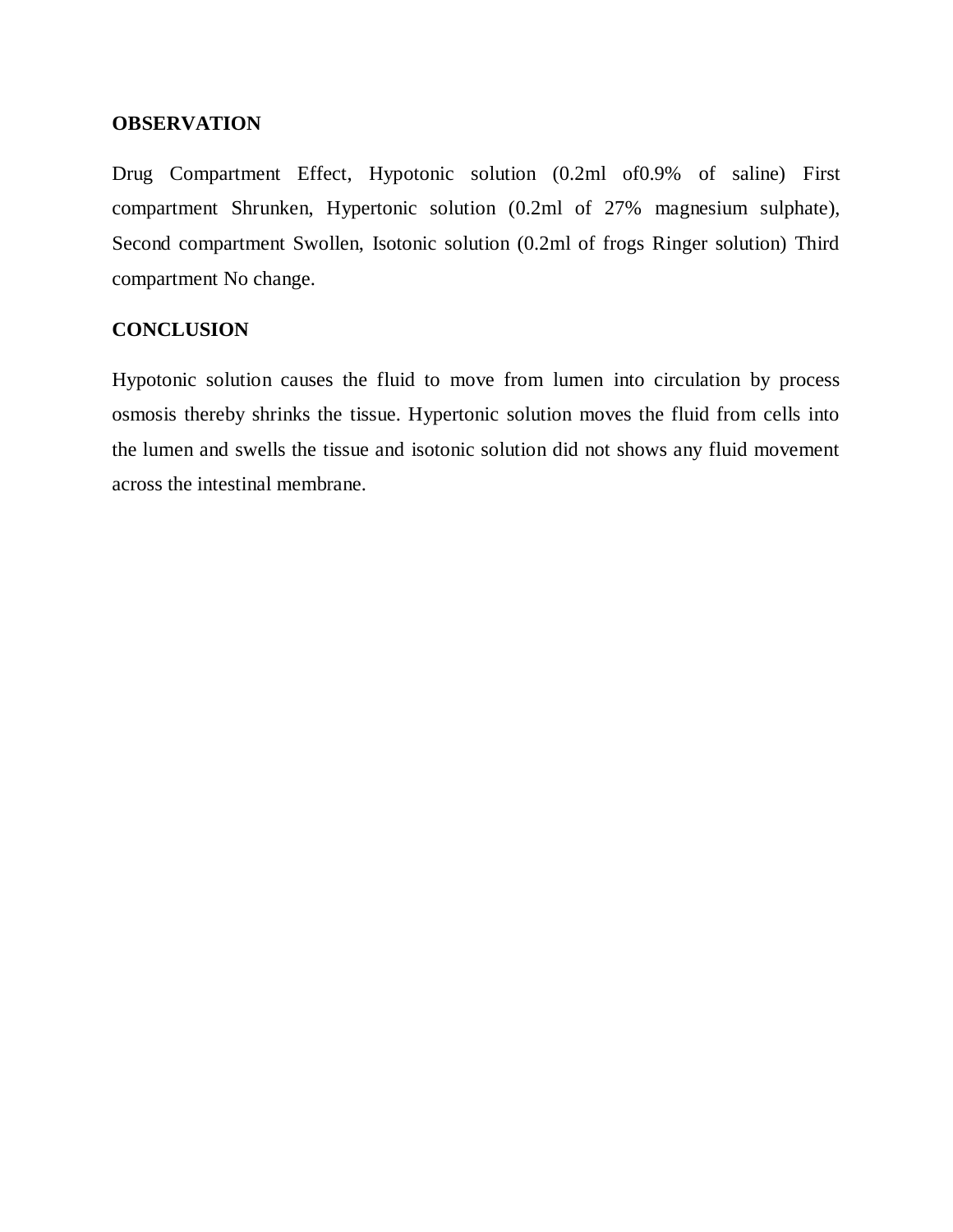**OBSERVATION**

Drug Compartment Effect, Hypotonic solution (0.2ml of0.9% of saline) First compartment Shrunken, Hypertonic solution (0.2ml of 27% magnesium sulphate), Second compartment Swollen, Isotonic solution (0.2ml of frogs Ringer solution) Third compartment No change.

**CONCLUSION**

Hypotonic solution causes the fluid to move from lumen into circulation by process osmosis thereby shrinks the tissue. Hypertonic solution moves the fluid from cells into the lumen and swells the tissue and isotonic solution did not shows any fluid movement across the intestinal membrane.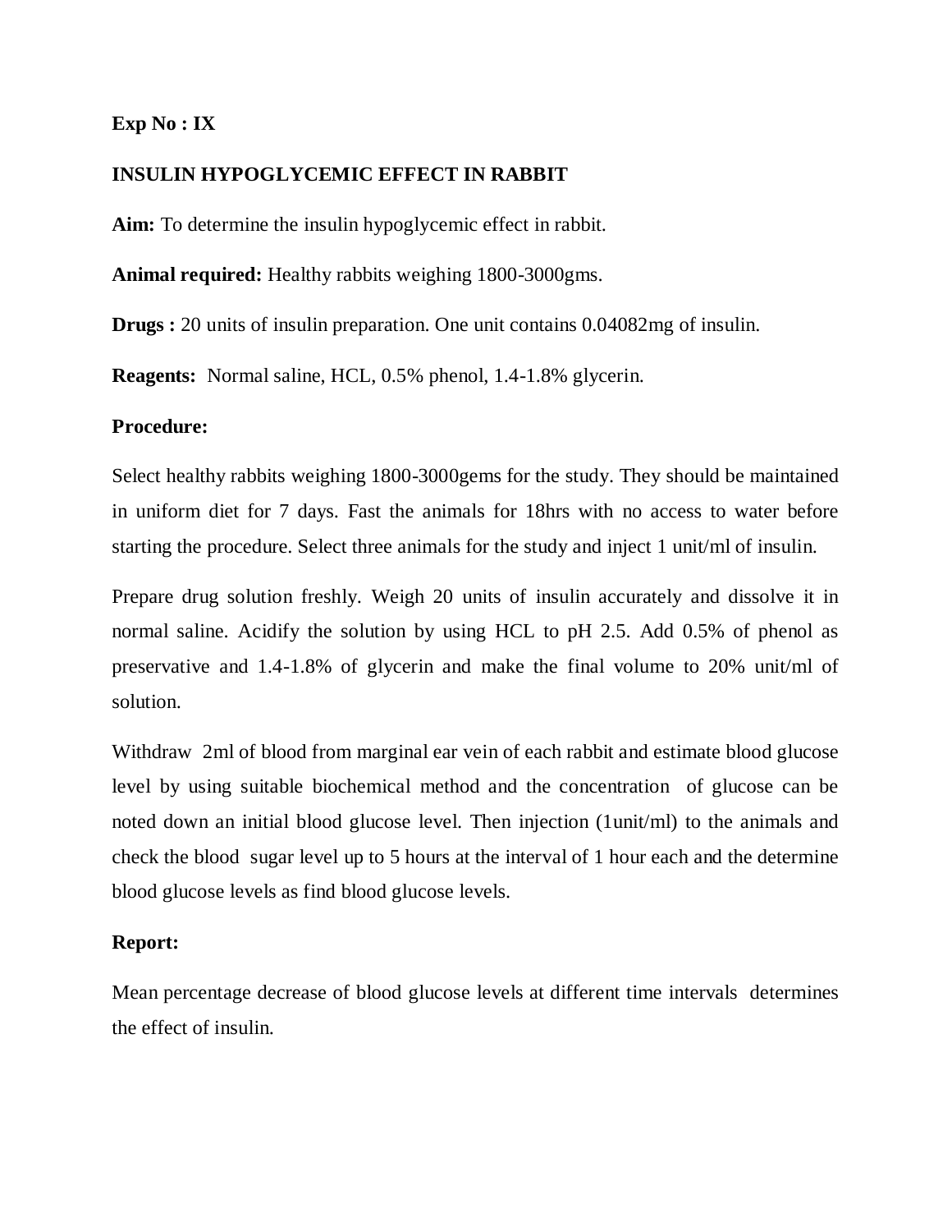**Exp No : IX**

**INSULIN HYPOGLYCEMIC EFFECT IN RABBIT**

**Aim:** To determine the insulin hypoglycemic effect in rabbit.

**Animal required:** Healthy rabbits weighing 1800-3000gms.

**Drugs :** 20 units of insulin preparation. One unit contains 0.04082mg of insulin.

**Reagents:** Normal saline, HCL, 0.5% phenol, 1.4-1.8% glycerin.

**Procedure:**

Select healthy rabbits weighing 1800-3000gems for the study. They should be maintained in uniform diet for 7 days. Fast the animals for 18hrs with no access to water before starting the procedure. Select three animals for the study and inject 1 unit/ml of insulin.

Prepare drug solution freshly. Weigh 20 units of insulin accurately and dissolve it in normal saline. Acidify the solution by using HCL to pH 2.5. Add 0.5% of phenol as preservative and 1.4-1.8% of glycerin and make the final volume to 20% unit/ml of solution.

Withdraw 2ml of blood from marginal ear vein of each rabbit and estimate blood glucose level by using suitable biochemical method and the concentration of glucose can be noted down an initial blood glucose level. Then injection (1unit/ml) to the animals and check the blood sugar level up to 5 hours at the interval of 1 hour each and the determine blood glucose levels as find blood glucose levels.

**Report:**

Mean percentage decrease of blood glucose levels at different time intervals determines the effect of insulin.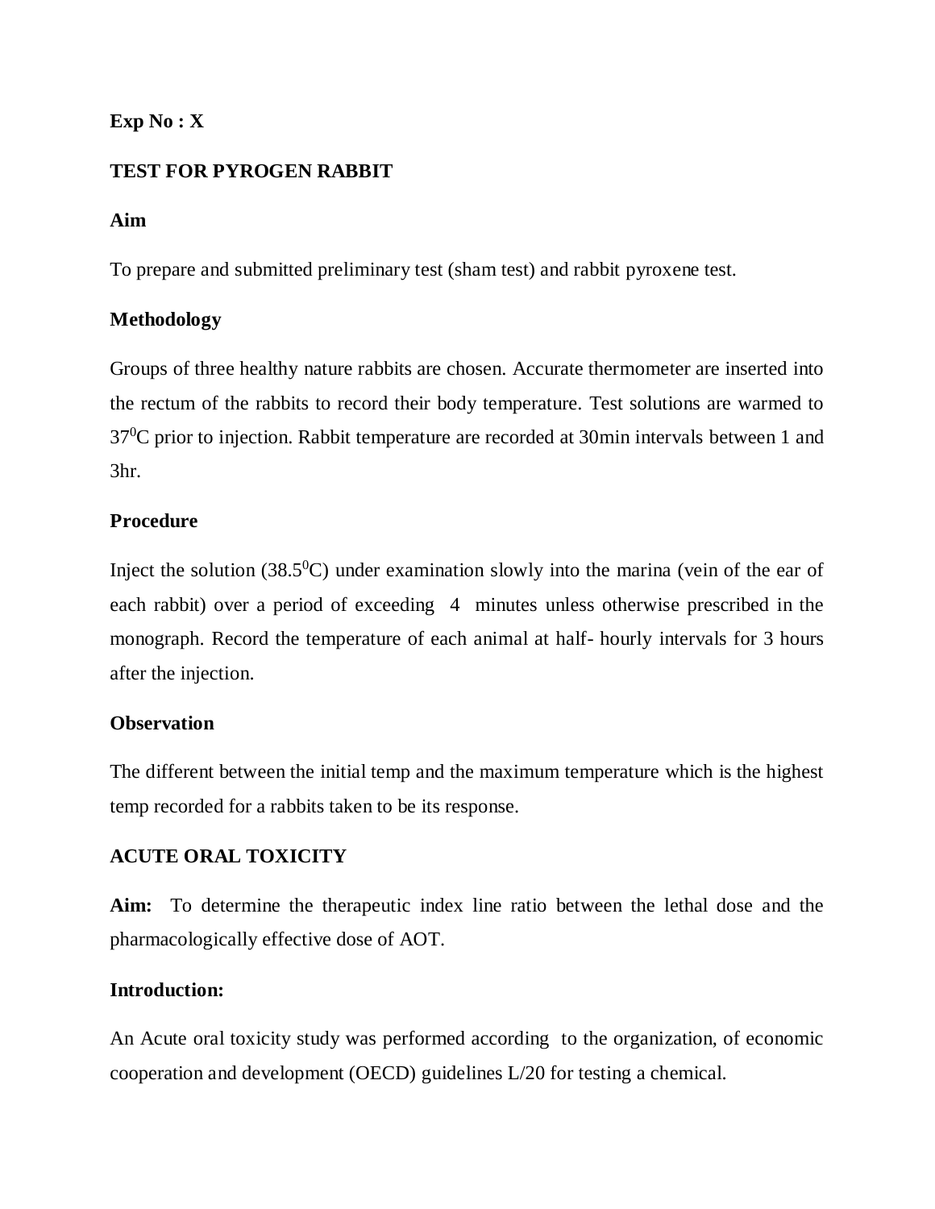**Exp No : X**

**TEST FOR PYROGEN RABBIT**

**Aim**

To prepare and submitted preliminary test (sham test) and rabbit pyroxene test.

**Methodology**

Groups of three healthy nature rabbits are chosen. Accurate thermometer are inserted into the rectum of the rabbits to record their body temperature. Test solutions are warmed to $37^0$C prior to injection. Rabbit temperature are recorded at 30min intervals between 1 and 3hr.

**Procedure**

Inject the solution ($38.5^0$C) under examination slowly into the marina (vein of the ear of each rabbit) over a period of exceeding 4 minutes unless otherwise prescribed in the monograph. Record the temperature of each animal at half- hourly intervals for 3 hours after the injection.

**Observation**

The different between the initial temp and the maximum temperature which is the highest temp recorded for a rabbits taken to be its response.

**ACUTE ORAL TOXICITY**

**Aim:** To determine the therapeutic index line ratio between the lethal dose and the pharmacologically effective dose of AOT.

**Introduction:**

An Acute oral toxicity study was performed according to the organization, of economic cooperation and development (OECD) guidelines L/20 for testing a chemical.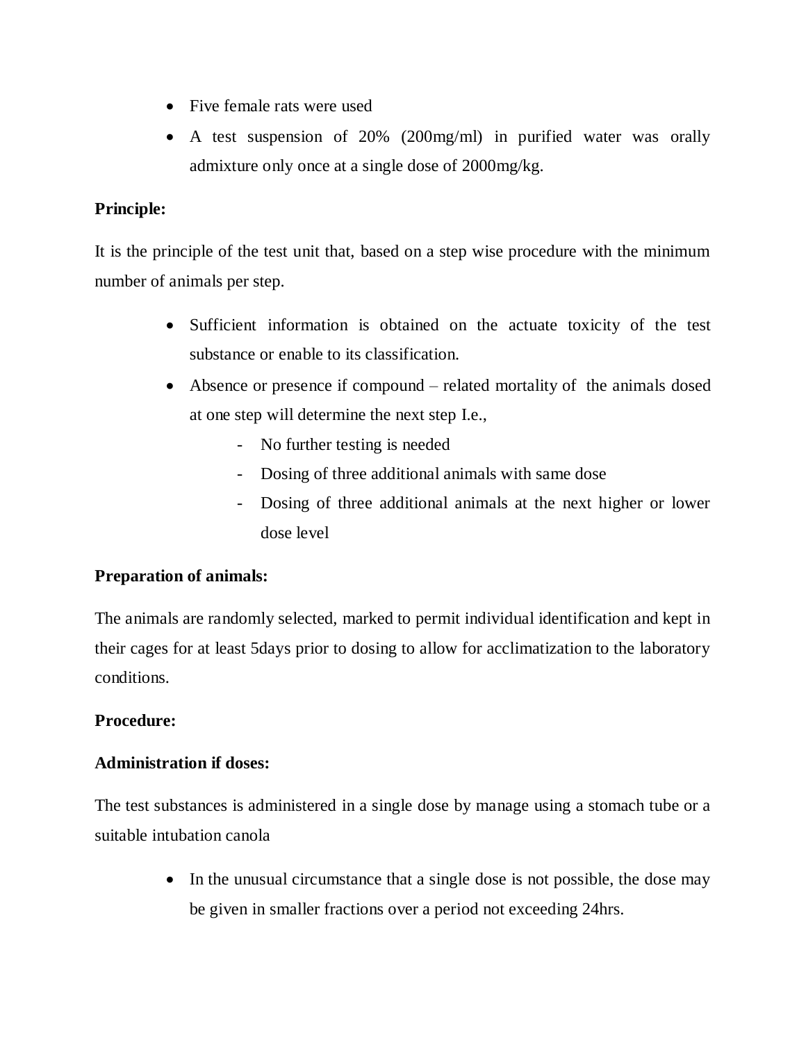- Five female rats were used
- A test suspension of 20% (200mg/ml) in purified water was orally admixture only once at a single dose of 2000mg/kg.

**Principle:**

It is the principle of the test unit that, based on a step wise procedure with the minimum number of animals per step.

- Sufficient information is obtained on the actuate toxicity of the test substance or enable to its classification.
- Absence or presence if compound – related mortality of the animals dosed at one step will determine the next step I.e.,
    - No further testing is needed
    - Dosing of three additional animals with same dose
    - Dosing of three additional animals at the next higher or lower dose level

**Preparation of animals:**

The animals are randomly selected, marked to permit individual identification and kept in their cages for at least 5days prior to dosing to allow for acclimatization to the laboratory conditions.

**Procedure:**

**Administration if doses:**

The test substances is administered in a single dose by manage using a stomach tube or a suitable intubation canola

- In the unusual circumstance that a single dose is not possible, the dose may be given in smaller fractions over a period not exceeding 24hrs.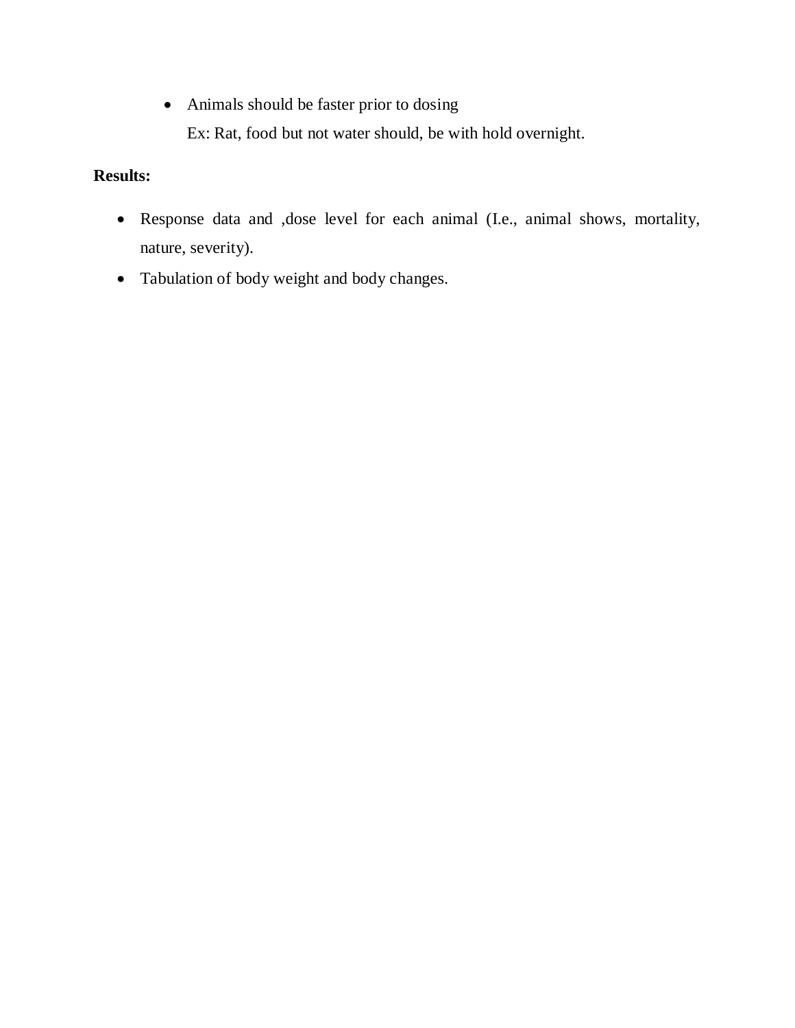- Animals should be faster prior to dosing
  Ex: Rat, food but not water should, be with hold overnight.

**Results:**

- Response data and ,dose level for each animal (I.e., animal shows, mortality, nature, severity).
- Tabulation of body weight and body changes.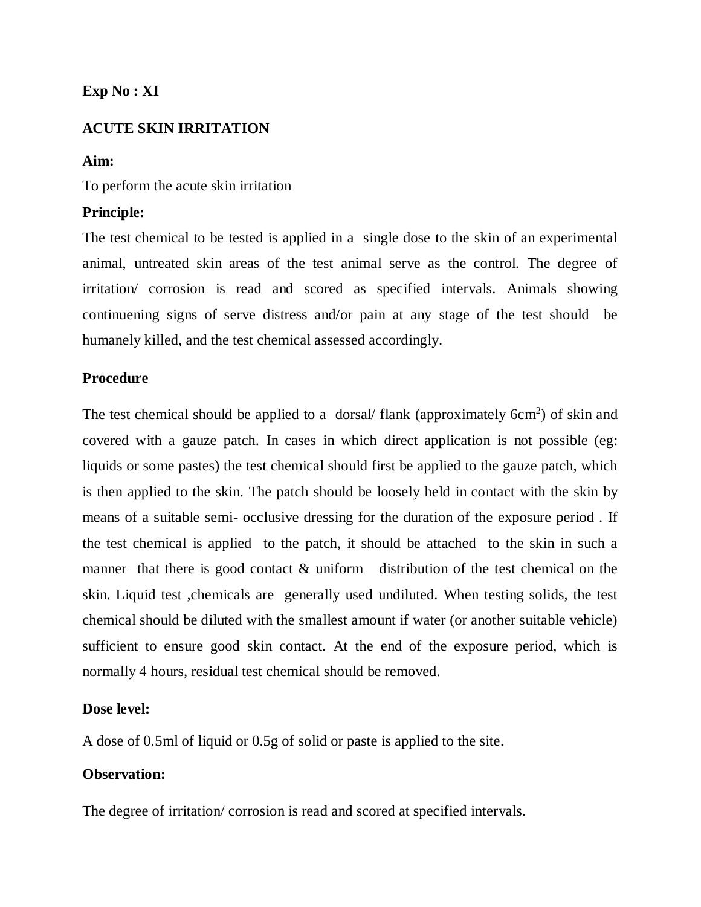**Exp No : XI**

**ACUTE SKIN IRRITATION**

**Aim:**

To perform the acute skin irritation

**Principle:**

The test chemical to be tested is applied in a single dose to the skin of an experimental animal, untreated skin areas of the test animal serve as the control. The degree of irritation/ corrosion is read and scored as specified intervals. Animals showing continuening signs of serve distress and/or pain at any stage of the test should be humanely killed, and the test chemical assessed accordingly.

**Procedure**

The test chemical should be applied to a dorsal/ flank (approximately 6cm$^2$) of skin and covered with a gauze patch. In cases in which direct application is not possible (eg: liquids or some pastes) the test chemical should first be applied to the gauze patch, which is then applied to the skin. The patch should be loosely held in contact with the skin by means of a suitable semi- occlusive dressing for the duration of the exposure period . If the test chemical is applied to the patch, it should be attached to the skin in such a manner that there is good contact & uniform distribution of the test chemical on the skin. Liquid test ,chemicals are generally used undiluted. When testing solids, the test chemical should be diluted with the smallest amount if water (or another suitable vehicle) sufficient to ensure good skin contact. At the end of the exposure period, which is normally 4 hours, residual test chemical should be removed.

**Dose level:**

A dose of 0.5ml of liquid or 0.5g of solid or paste is applied to the site.

**Observation:**

The degree of irritation/ corrosion is read and scored at specified intervals.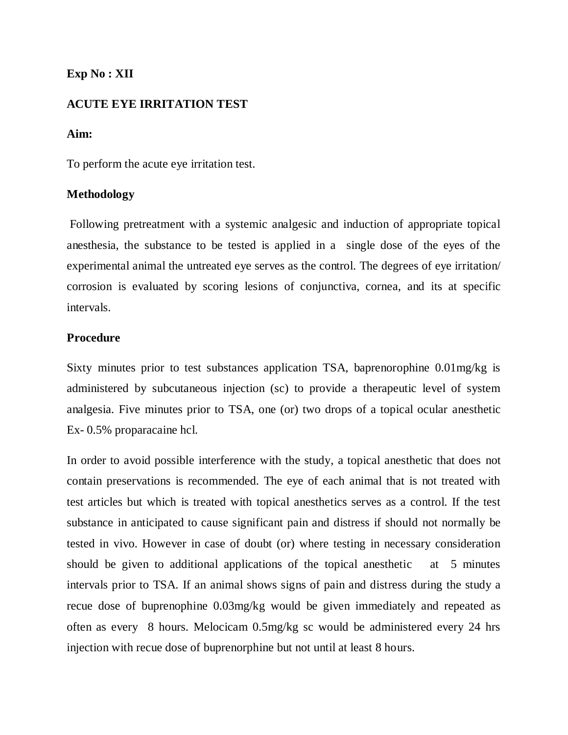**Exp No : XII**

**ACUTE EYE IRRITATION TEST**

**Aim:**

To perform the acute eye irritation test.

**Methodology**

Following pretreatment with a systemic analgesic and induction of appropriate topical anesthesia, the substance to be tested is applied in a single dose of the eyes of the experimental animal the untreated eye serves as the control. The degrees of eye irritation/ corrosion is evaluated by scoring lesions of conjunctiva, cornea, and its at specific intervals.

**Procedure**

Sixty minutes prior to test substances application TSA, baprenorophine 0.01mg/kg is administered by subcutaneous injection (sc) to provide a therapeutic level of system analgesia. Five minutes prior to TSA, one (or) two drops of a topical ocular anesthetic Ex- 0.5% proparacaine hcl.

In order to avoid possible interference with the study, a topical anesthetic that does not contain preservations is recommended. The eye of each animal that is not treated with test articles but which is treated with topical anesthetics serves as a control. If the test substance in anticipated to cause significant pain and distress if should not normally be tested in vivo. However in case of doubt (or) where testing in necessary consideration should be given to additional applications of the topical anesthetic at 5 minutes intervals prior to TSA. If an animal shows signs of pain and distress during the study a recue dose of buprenophine 0.03mg/kg would be given immediately and repeated as often as every 8 hours. Melocicam 0.5mg/kg sc would be administered every 24 hrs injection with recue dose of buprenorphine but not until at least 8 hours.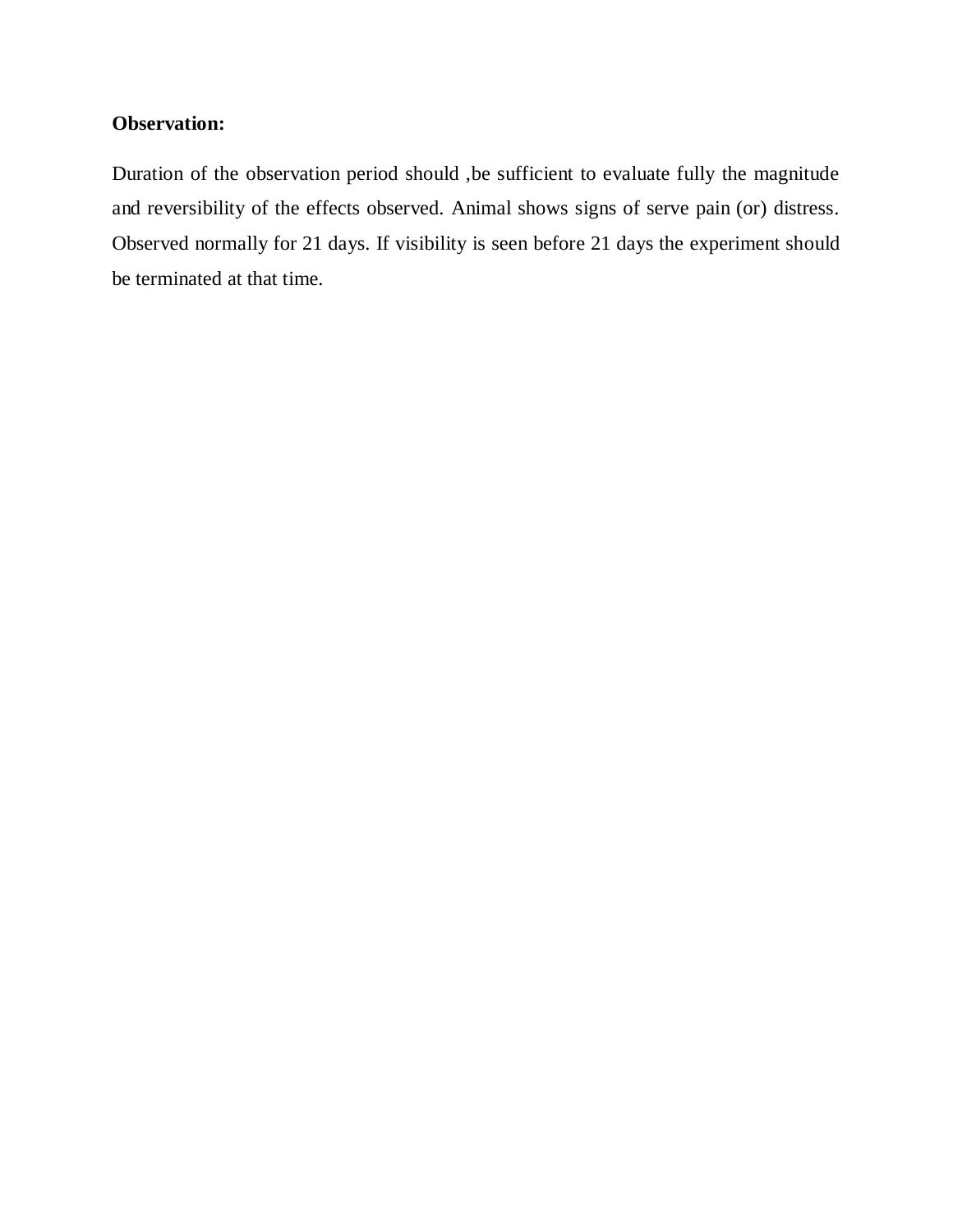**Observation:**

Duration of the observation period should ,be sufficient to evaluate fully the magnitude and reversibility of the effects observed. Animal shows signs of serve pain (or) distress. Observed normally for 21 days. If visibility is seen before 21 days the experiment should be terminated at that time.